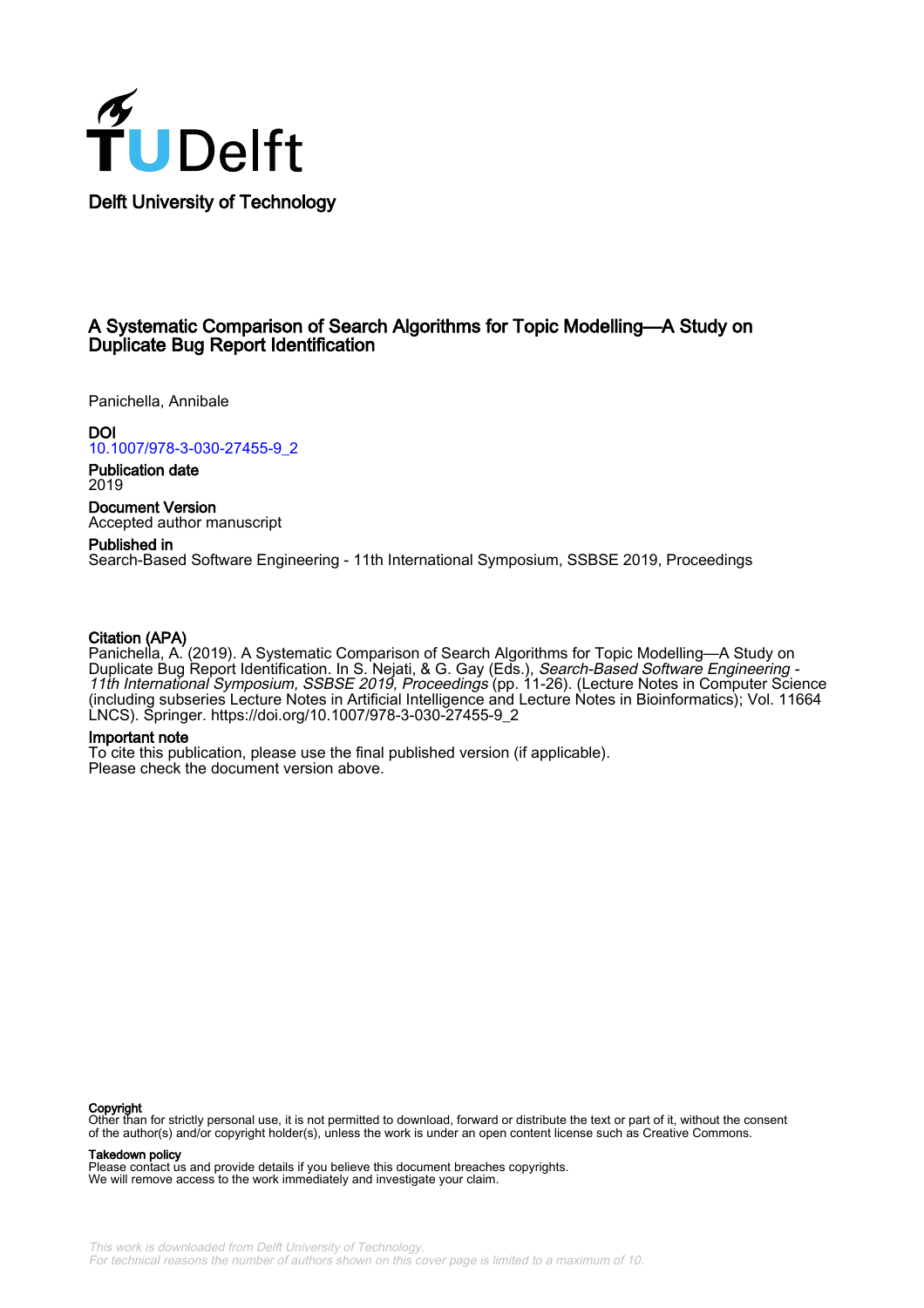Delft University of Technology

# A Systematic Comparison of Search Algorithms for Topic Modelling—A Study on Duplicate Bug Report Identification

Panichella, Annibale

**DOI**
10.1007/978-3-030-27455-9_2

**Publication date**
2019

**Document Version**
Accepted author manuscript

**Published in**
Search-Based Software Engineering - 11th International Symposium, SSBSE 2019, Proceedings

**Citation (APA)**
Panichella, A. (2019). A Systematic Comparison of Search Algorithms for Topic Modelling—A Study on Duplicate Bug Report Identification. In S. Nejati, & G. Gay (Eds.), *Search-Based Software Engineering - 11th International Symposium, SSBSE 2019, Proceedings* (pp. 11-26). (Lecture Notes in Computer Science (including subseries Lecture Notes in Artificial Intelligence and Lecture Notes in Bioinformatics); Vol. 11664 LNCS). Springer. https://doi.org/10.1007/978-3-030-27455-9_2

**Important note**
To cite this publication, please use the final published version (if applicable).
Please check the document version above.

**Copyright**
Other than for strictly personal use, it is not permitted to download, forward or distribute the text or part of it, without the consent of the author(s) and/or copyright holder(s), unless the work is under an open content license such as Creative Commons.

**Takedown policy**
Please contact us and provide details if you believe this document breaches copyrights.
We will remove access to the work immediately and investigate your claim.

*This work is downloaded from Delft University of Technology.*
*For technical reasons the number of authors shown on this cover page is limited to a maximum of 10.*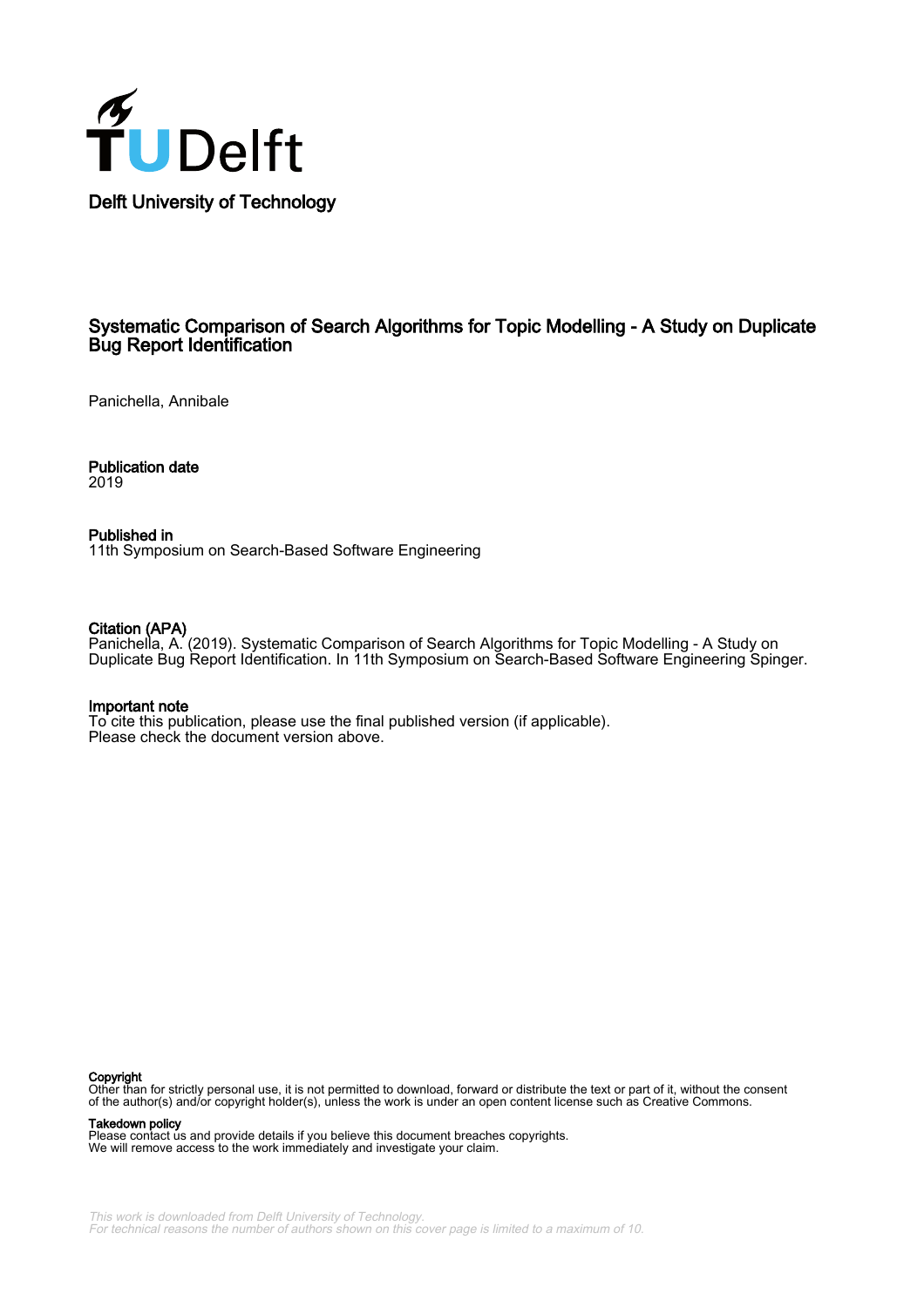Delft University of Technology

# Systematic Comparison of Search Algorithms for Topic Modelling - A Study on Duplicate Bug Report Identification

Panichella, Annibale

**Publication date**
2019

**Published in**
11th Symposium on Search-Based Software Engineering

**Citation (APA)**
Panichella, A. (2019). Systematic Comparison of Search Algorithms for Topic Modelling - A Study on Duplicate Bug Report Identification. In 11th Symposium on Search-Based Software Engineering Spinger.

**Important note**
To cite this publication, please use the final published version (if applicable).
Please check the document version above.

**Copyright**
Other than for strictly personal use, it is not permitted to download, forward or distribute the text or part of it, without the consent of the author(s) and/or copyright holder(s), unless the work is under an open content license such as Creative Commons.

**Takedown policy**
Please contact us and provide details if you believe this document breaches copyrights.
We will remove access to the work immediately and investigate your claim.

*This work is downloaded from Delft University of Technology.*
*For technical reasons the number of authors shown on this cover page is limited to a maximum of 10.*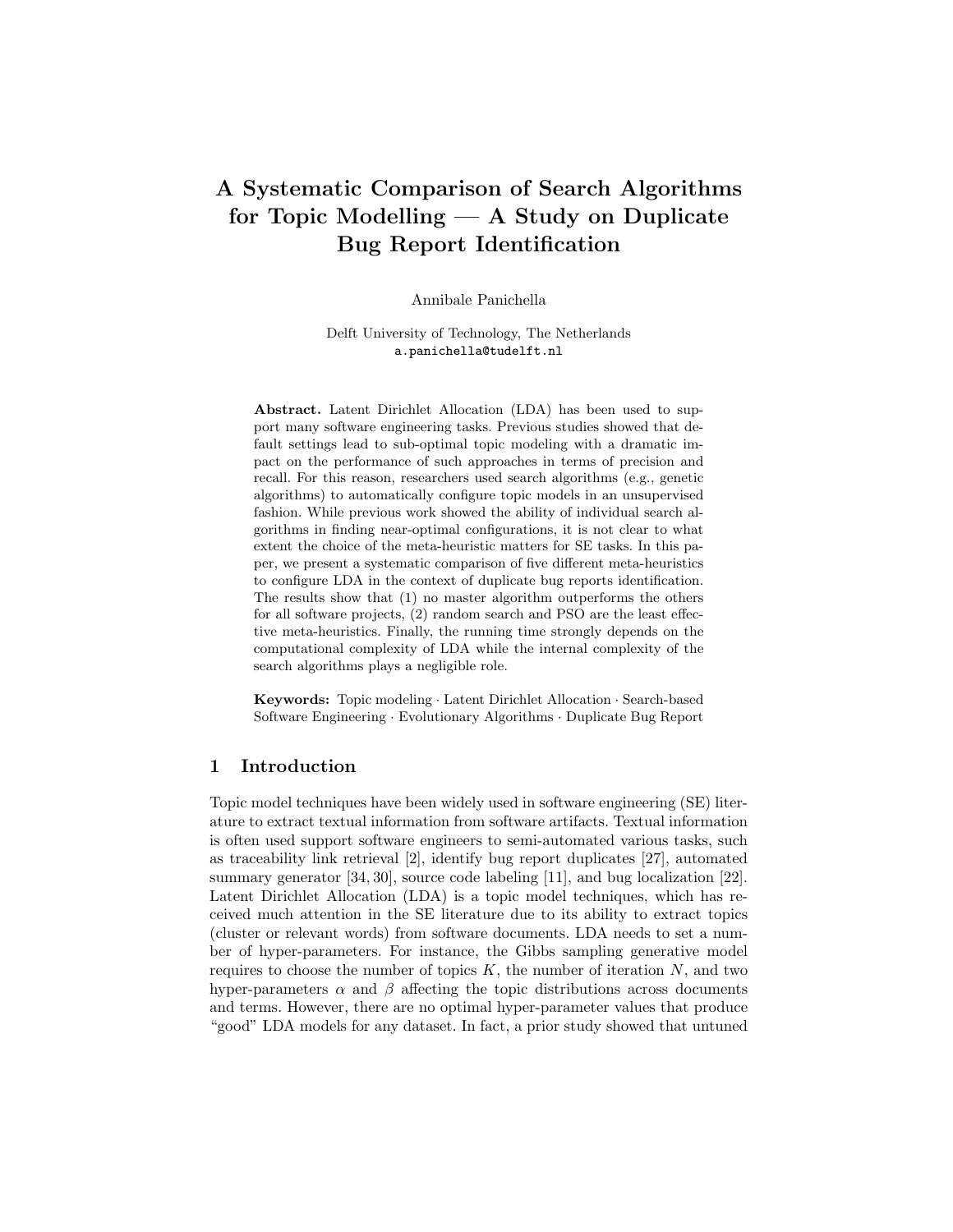# A Systematic Comparison of Search Algorithms for Topic Modelling — A Study on Duplicate Bug Report Identification

Annibale Panichella

Delft University of Technology, The Netherlands
a.panichella@tudelft.nl

**Abstract.** Latent Dirichlet Allocation (LDA) has been used to support many software engineering tasks. Previous studies showed that default settings lead to sub-optimal topic modeling with a dramatic impact on the performance of such approaches in terms of precision and recall. For this reason, researchers used search algorithms (e.g., genetic algorithms) to automatically configure topic models in an unsupervised fashion. While previous work showed the ability of individual search algorithms in finding near-optimal configurations, it is not clear to what extent the choice of the meta-heuristic matters for SE tasks. In this paper, we present a systematic comparison of five different meta-heuristics to configure LDA in the context of duplicate bug reports identification. The results show that (1) no master algorithm outperforms the others for all software projects, (2) random search and PSO are the least effective meta-heuristics. Finally, the running time strongly depends on the computational complexity of LDA while the internal complexity of the search algorithms plays a negligible role.

**Keywords:** Topic modeling · Latent Dirichlet Allocation · Search-based Software Engineering · Evolutionary Algorithms · Duplicate Bug Report

## 1 Introduction

Topic model techniques have been widely used in software engineering (SE) literature to extract textual information from software artifacts. Textual information is often used support software engineers to semi-automated various tasks, such as traceability link retrieval [2], identify bug report duplicates [27], automated summary generator [34, 30], source code labeling [11], and bug localization [22]. Latent Dirichlet Allocation (LDA) is a topic model techniques, which has received much attention in the SE literature due to its ability to extract topics (cluster or relevant words) from software documents. LDA needs to set a number of hyper-parameters. For instance, the Gibbs sampling generative model requires to choose the number of topics $K$, the number of iteration $N$, and two hyper-parameters $\alpha$ and $\beta$ affecting the topic distributions across documents and terms. However, there are no optimal hyper-parameter values that produce "good" LDA models for any dataset. In fact, a prior study showed that untuned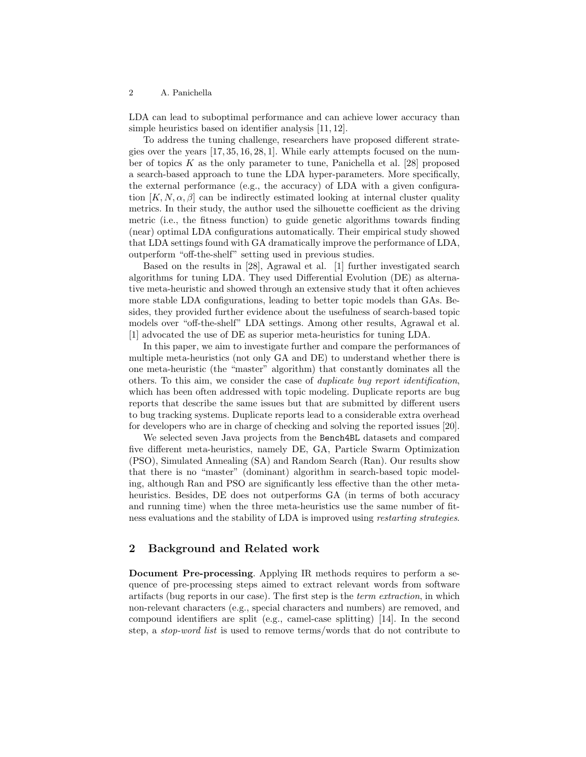LDA can lead to suboptimal performance and can achieve lower accuracy than simple heuristics based on identifier analysis [11, 12].

To address the tuning challenge, researchers have proposed different strategies over the years [17, 35, 16, 28, 1]. While early attempts focused on the number of topics $K$ as the only parameter to tune, Panichella et al. [28] proposed a search-based approach to tune the LDA hyper-parameters. More specifically, the external performance (e.g., the accuracy) of LDA with a given configuration $[K, N, \alpha, \beta]$ can be indirectly estimated looking at internal cluster quality metrics. In their study, the author used the silhouette coefficient as the driving metric (i.e., the fitness function) to guide genetic algorithms towards finding (near) optimal LDA configurations automatically. Their empirical study showed that LDA settings found with GA dramatically improve the performance of LDA, outperform "off-the-shelf" setting used in previous studies.

Based on the results in [28], Agrawal et al. [1] further investigated search algorithms for tuning LDA. They used Differential Evolution (DE) as alternative meta-heuristic and showed through an extensive study that it often achieves more stable LDA configurations, leading to better topic models than GAs. Besides, they provided further evidence about the usefulness of search-based topic models over "off-the-shelf" LDA settings. Among other results, Agrawal et al. [1] advocated the use of DE as superior meta-heuristics for tuning LDA.

In this paper, we aim to investigate further and compare the performances of multiple meta-heuristics (not only GA and DE) to understand whether there is one meta-heuristic (the "master" algorithm) that constantly dominates all the others. To this aim, we consider the case of *duplicate bug report identification*, which has been often addressed with topic modeling. Duplicate reports are bug reports that describe the same issues but that are submitted by different users to bug tracking systems. Duplicate reports lead to a considerable extra overhead for developers who are in charge of checking and solving the reported issues [20].

We selected seven Java projects from the `Bench4BL` datasets and compared five different meta-heuristics, namely DE, GA, Particle Swarm Optimization (PSO), Simulated Annealing (SA) and Random Search (Ran). Our results show that there is no "master" (dominant) algorithm in search-based topic modeling, although Ran and PSO are significantly less effective than the other meta-heuristics. Besides, DE does not outperforms GA (in terms of both accuracy and running time) when the three meta-heuristics use the same number of fitness evaluations and the stability of LDA is improved using *restarting strategies*.

## 2 Background and Related work

**Document Pre-processing**. Applying IR methods requires to perform a sequence of pre-processing steps aimed to extract relevant words from software artifacts (bug reports in our case). The first step is the *term extraction*, in which non-relevant characters (e.g., special characters and numbers) are removed, and compound identifiers are split (e.g., camel-case splitting) [14]. In the second step, a *stop-word list* is used to remove terms/words that do not contribute to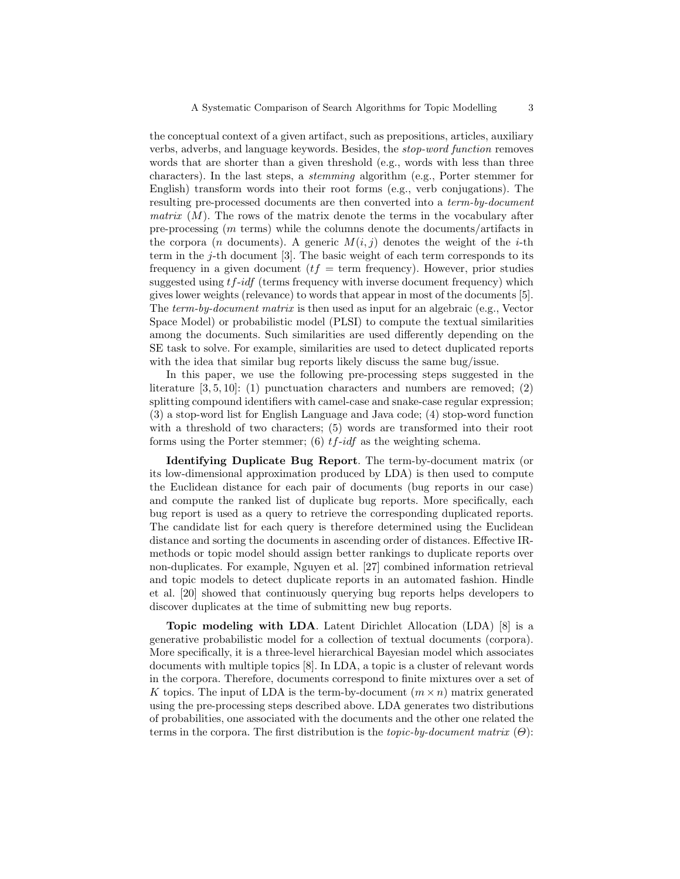the conceptual context of a given artifact, such as prepositions, articles, auxiliary verbs, adverbs, and language keywords. Besides, the *stop-word function* removes words that are shorter than a given threshold (e.g., words with less than three characters). In the last steps, a *stemming* algorithm (e.g., Porter stemmer for English) transform words into their root forms (e.g., verb conjugations). The resulting pre-processed documents are then converted into a *term-by-document matrix* ($M$). The rows of the matrix denote the terms in the vocabulary after pre-processing ($m$ terms) while the columns denote the documents/artifacts in the corpora ($n$ documents). A generic $M(i, j)$ denotes the weight of the $i$-th term in the $j$-th document [3]. The basic weight of each term corresponds to its frequency in a given document ($tf$ = term frequency). However, prior studies suggested using $tf$-$idf$ (terms frequency with inverse document frequency) which gives lower weights (relevance) to words that appear in most of the documents [5]. The *term-by-document matrix* is then used as input for an algebraic (e.g., Vector Space Model) or probabilistic model (PLSI) to compute the textual similarities among the documents. Such similarities are used differently depending on the SE task to solve. For example, similarities are used to detect duplicated reports with the idea that similar bug reports likely discuss the same bug/issue.

In this paper, we use the following pre-processing steps suggested in the literature [3, 5, 10]: (1) punctuation characters and numbers are removed; (2) splitting compound identifiers with camel-case and snake-case regular expression; (3) a stop-word list for English Language and Java code; (4) stop-word function with a threshold of two characters; (5) words are transformed into their root forms using the Porter stemmer; (6) $tf$-$idf$ as the weighting schema.

**Identifying Duplicate Bug Report**. The term-by-document matrix (or its low-dimensional approximation produced by LDA) is then used to compute the Euclidean distance for each pair of documents (bug reports in our case) and compute the ranked list of duplicate bug reports. More specifically, each bug report is used as a query to retrieve the corresponding duplicated reports. The candidate list for each query is therefore determined using the Euclidean distance and sorting the documents in ascending order of distances. Effective IR-methods or topic model should assign better rankings to duplicate reports over non-duplicates. For example, Nguyen et al. [27] combined information retrieval and topic models to detect duplicate reports in an automated fashion. Hindle et al. [20] showed that continuously querying bug reports helps developers to discover duplicates at the time of submitting new bug reports.

**Topic modeling with LDA**. Latent Dirichlet Allocation (LDA) [8] is a generative probabilistic model for a collection of textual documents (corpora). More specifically, it is a three-level hierarchical Bayesian model which associates documents with multiple topics [8]. In LDA, a topic is a cluster of relevant words in the corpora. Therefore, documents correspond to finite mixtures over a set of $K$ topics. The input of LDA is the term-by-document ($m \times n$) matrix generated using the pre-processing steps described above. LDA generates two distributions of probabilities, one associated with the documents and the other one related the terms in the corpora. The first distribution is the *topic-by-document matrix* ($\Theta$):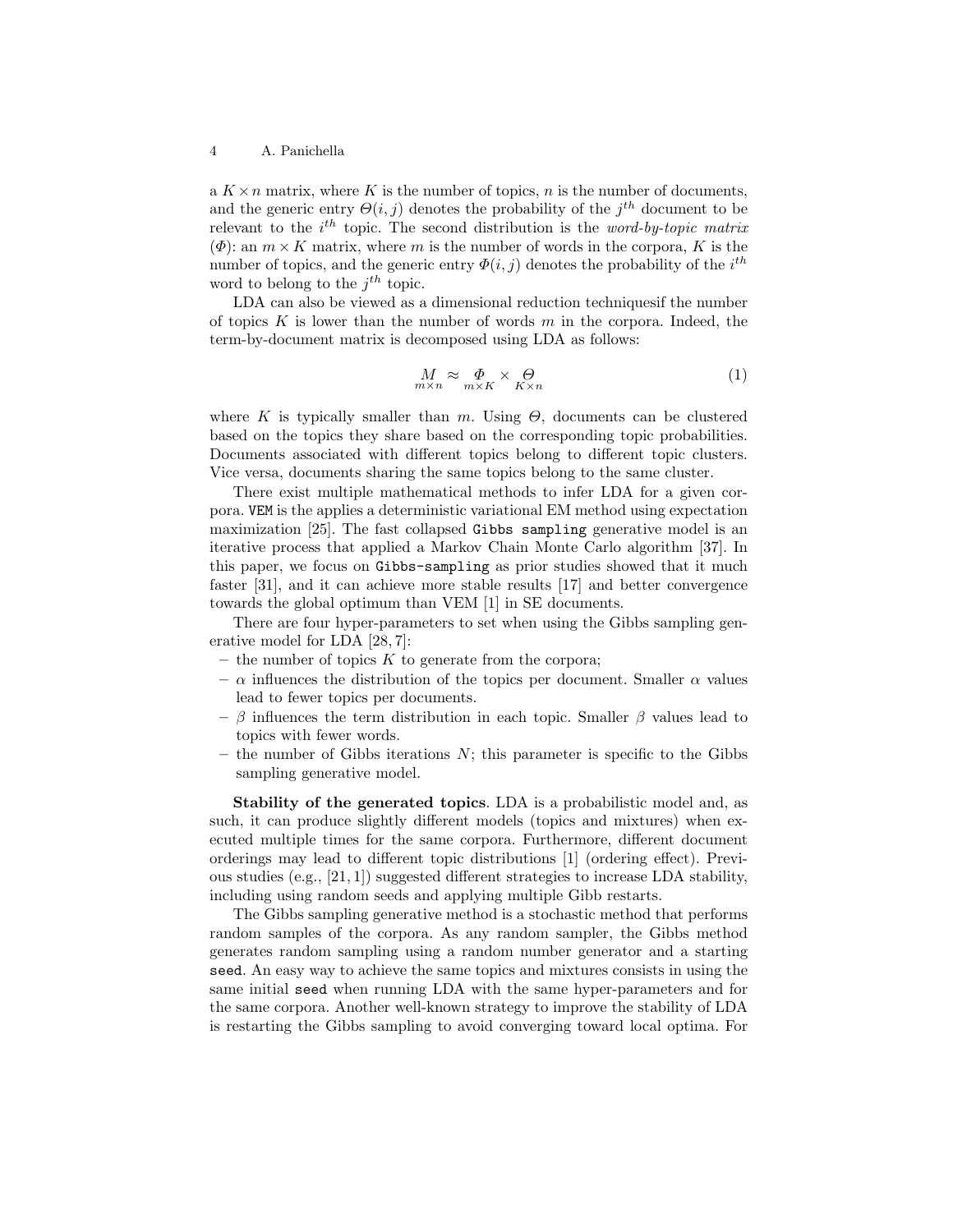a $K \times n$ matrix, where $K$ is the number of topics, $n$ is the number of documents, and the generic entry $\Theta(i, j)$ denotes the probability of the $j^{th}$ document to be relevant to the $i^{th}$ topic. The second distribution is the *word-by-topic matrix* ($\Phi$): an $m \times K$ matrix, where $m$ is the number of words in the corpora, $K$ is the number of topics, and the generic entry $\Phi(i, j)$ denotes the probability of the $i^{th}$ word to belong to the $j^{th}$ topic.

LDA can also be viewed as a dimensional reduction techniquesif the number of topics $K$ is lower than the number of words $m$ in the corpora. Indeed, the term-by-document matrix is decomposed using LDA as follows:

$$\underset{m \times n}{M} \approx \underset{m \times K}{\Phi} \times \underset{K \times n}{\Theta} \tag{1}$$

where $K$ is typically smaller than $m$. Using $\Theta$, documents can be clustered based on the topics they share based on the corresponding topic probabilities. Documents associated with different topics belong to different topic clusters. Vice versa, documents sharing the same topics belong to the same cluster.

There exist multiple mathematical methods to infer LDA for a given corpora. `VEM` is the applies a deterministic variational EM method using expectation maximization [25]. The fast collapsed `Gibbs sampling` generative model is an iterative process that applied a Markov Chain Monte Carlo algorithm [37]. In this paper, we focus on `Gibbs-sampling` as prior studies showed that it much faster [31], and it can achieve more stable results [17] and better convergence towards the global optimum than VEM [1] in SE documents.

There are four hyper-parameters to set when using the Gibbs sampling generative model for LDA [28, 7]:

- the number of topics $K$ to generate from the corpora;
- $\alpha$ influences the distribution of the topics per document. Smaller $\alpha$ values lead to fewer topics per documents.
- $\beta$ influences the term distribution in each topic. Smaller $\beta$ values lead to topics with fewer words.
- the number of Gibbs iterations $N$; this parameter is specific to the Gibbs sampling generative model.

**Stability of the generated topics**. LDA is a probabilistic model and, as such, it can produce slightly different models (topics and mixtures) when executed multiple times for the same corpora. Furthermore, different document orderings may lead to different topic distributions [1] (ordering effect). Previous studies (e.g., [21, 1]) suggested different strategies to increase LDA stability, including using random seeds and applying multiple Gibb restarts.

The Gibbs sampling generative method is a stochastic method that performs random samples of the corpora. As any random sampler, the Gibbs method generates random sampling using a random number generator and a starting `seed`. An easy way to achieve the same topics and mixtures consists in using the same initial `seed` when running LDA with the same hyper-parameters and for the same corpora. Another well-known strategy to improve the stability of LDA is restarting the Gibbs sampling to avoid converging toward local optima. For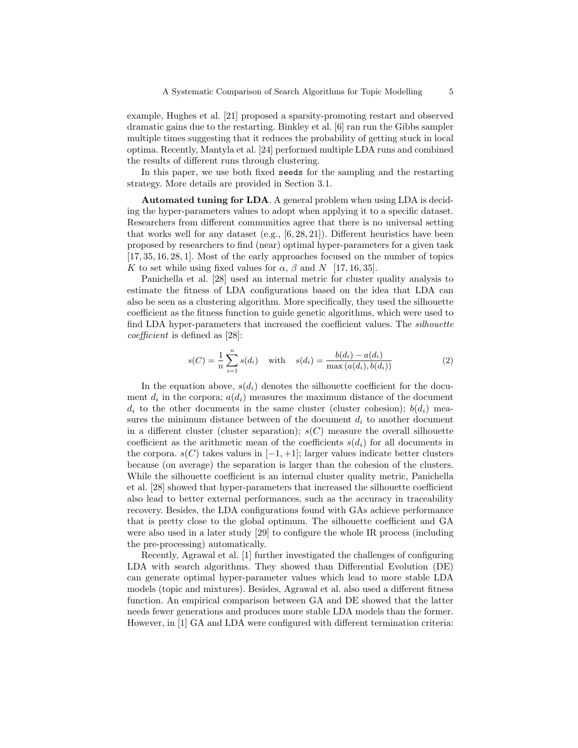example, Hughes et al. [21] proposed a sparsity-promoting restart and observed dramatic gains due to the restarting. Binkley et al. [6] ran run the Gibbs sampler multiple times suggesting that it reduces the probability of getting stuck in local optima. Recently, Mantyla et al. [24] performed multiple LDA runs and combined the results of different runs through clustering.

In this paper, we use both fixed `seeds` for the sampling and the restarting strategy. More details are provided in Section 3.1.

**Automated tuning for LDA**. A general problem when using LDA is deciding the hyper-parameters values to adopt when applying it to a specific dataset. Researchers from different communities agree that there is no universal setting that works well for any dataset (e.g., [6, 28, 21]). Different heuristics have been proposed by researchers to find (near) optimal hyper-parameters for a given task [17, 35, 16, 28, 1]. Most of the early approaches focused on the number of topics $K$ to set while using fixed values for $\alpha$, $\beta$ and $N$ [17, 16, 35].

Panichella et al. [28] used an internal metric for cluster quality analysis to estimate the fitness of LDA configurations based on the idea that LDA can also be seen as a clustering algorithm. More specifically, they used the silhouette coefficient as the fitness function to guide genetic algorithms, which were used to find LDA hyper-parameters that increased the coefficient values. The *silhouette coefficient* is defined as [28]:

$$s(C) = \frac{1}{n} \sum_{i=1}^{n} s(d_i) \quad \text{with} \quad s(d_i) = \frac{b(d_i) - a(d_i)}{\max\left(a(d_i), b(d_i)\right)} \tag{2}$$

In the equation above, $s(d_i)$ denotes the silhouette coefficient for the document $d_i$ in the corpora; $a(d_i)$ measures the maximum distance of the document $d_i$ to the other documents in the same cluster (cluster cohesion); $b(d_i)$ measures the minimum distance between of the document $d_i$ to another document in a different cluster (cluster separation); $s(C)$ measure the overall silhouette coefficient as the arithmetic mean of the coefficients $s(d_i)$ for all documents in the corpora. $s(C)$ takes values in $[-1, +1]$; larger values indicate better clusters because (on average) the separation is larger than the cohesion of the clusters. While the silhouette coefficient is an internal cluster quality metric, Panichella et al. [28] showed that hyper-parameters that increased the silhouette coefficient also lead to better external performances, such as the accuracy in traceability recovery. Besides, the LDA configurations found with GAs achieve performance that is pretty close to the global optimum. The silhouette coefficient and GA were also used in a later study [29] to configure the whole IR process (including the pre-processing) automatically.

Recently, Agrawal et al. [1] further investigated the challenges of configuring LDA with search algorithms. They showed than Differential Evolution (DE) can generate optimal hyper-parameter values which lead to more stable LDA models (topic and mixtures). Besides, Agrawal et al. also used a different fitness function. An empirical comparison between GA and DE showed that the latter needs fewer generations and produces more stable LDA models than the former. However, in [1] GA and LDA were configured with different termination criteria: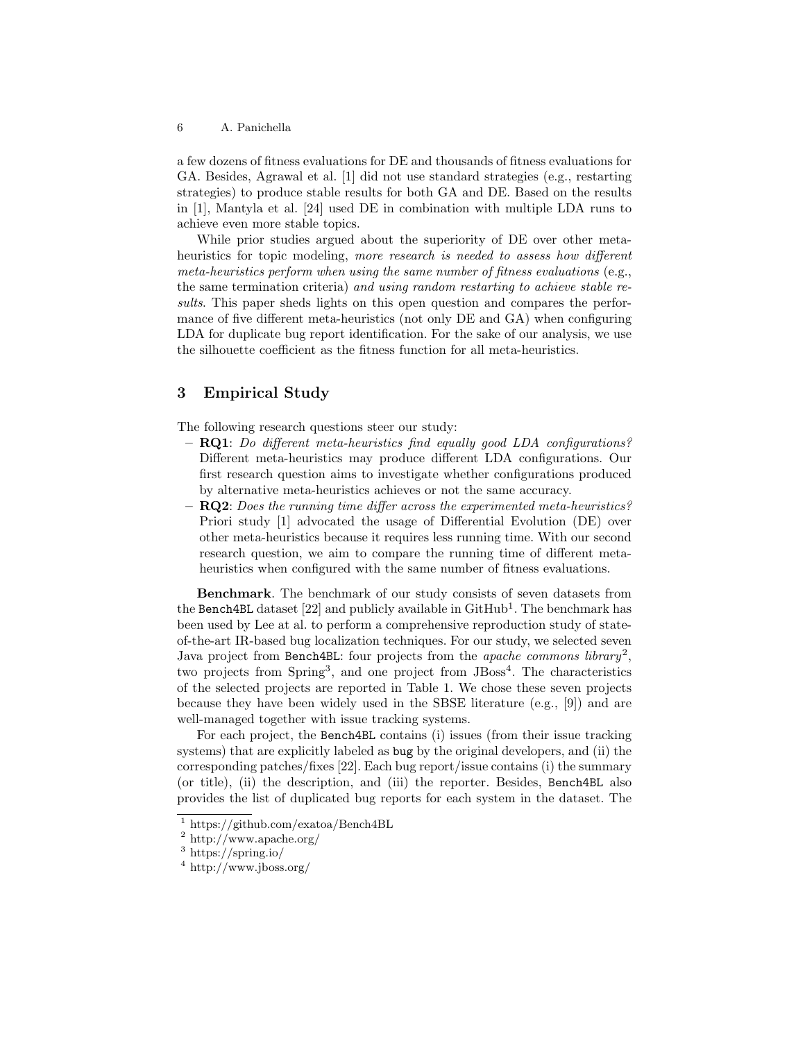a few dozens of fitness evaluations for DE and thousands of fitness evaluations for GA. Besides, Agrawal et al. [1] did not use standard strategies (e.g., restarting strategies) to produce stable results for both GA and DE. Based on the results in [1], Mantyla et al. [24] used DE in combination with multiple LDA runs to achieve even more stable topics.

While prior studies argued about the superiority of DE over other meta-heuristics for topic modeling, *more research is needed to assess how different meta-heuristics perform when using the same number of fitness evaluations* (e.g., the same termination criteria) *and using random restarting to achieve stable results*. This paper sheds lights on this open question and compares the performance of five different meta-heuristics (not only DE and GA) when configuring LDA for duplicate bug report identification. For the sake of our analysis, we use the silhouette coefficient as the fitness function for all meta-heuristics.

## 3 Empirical Study

The following research questions steer our study:

- **RQ1**: *Do different meta-heuristics find equally good LDA configurations?* Different meta-heuristics may produce different LDA configurations. Our first research question aims to investigate whether configurations produced by alternative meta-heuristics achieves or not the same accuracy.
- **RQ2**: *Does the running time differ across the experimented meta-heuristics?* Priori study [1] advocated the usage of Differential Evolution (DE) over other meta-heuristics because it requires less running time. With our second research question, we aim to compare the running time of different meta-heuristics when configured with the same number of fitness evaluations.

**Benchmark**. The benchmark of our study consists of seven datasets from the `Bench4BL` dataset [22] and publicly available in GitHub[1]. The benchmark has been used by Lee at al. to perform a comprehensive reproduction study of state-of-the-art IR-based bug localization techniques. For our study, we selected seven Java project from `Bench4BL`: four projects from the *apache commons library*[2], two projects from Spring[3], and one project from JBoss[4]. The characteristics of the selected projects are reported in Table 1. We chose these seven projects because they have been widely used in the SBSE literature (e.g., [9]) and are well-managed together with issue tracking systems.

For each project, the `Bench4BL` contains (i) issues (from their issue tracking systems) that are explicitly labeled as `bug` by the original developers, and (ii) the corresponding patches/fixes [22]. Each bug report/issue contains (i) the summary (or title), (ii) the description, and (iii) the reporter. Besides, `Bench4BL` also provides the list of duplicated bug reports for each system in the dataset. The

[1] https://github.com/exatoa/Bench4BL
[2] http://www.apache.org/
[3] https://spring.io/
[4] http://www.jboss.org/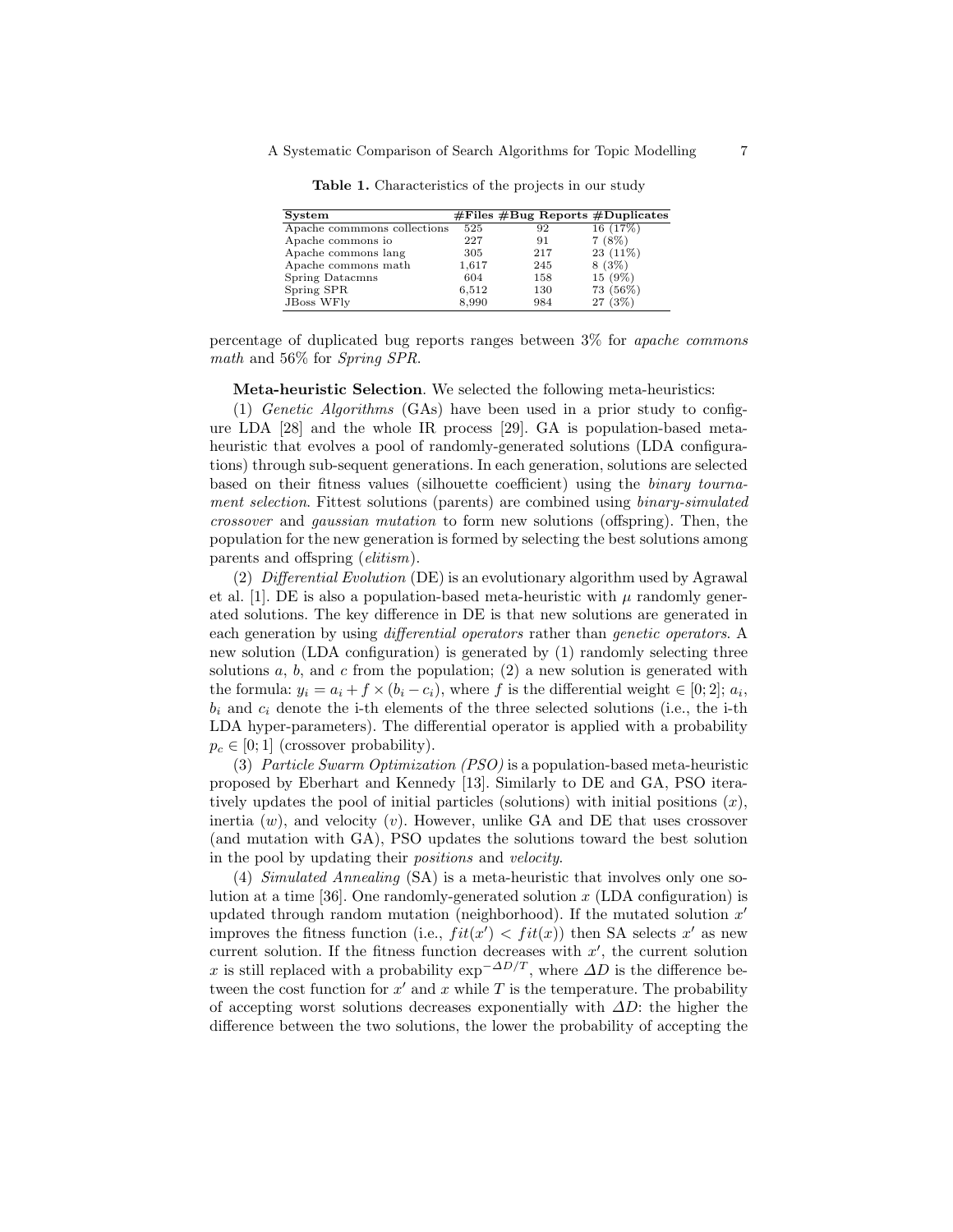**Table 1.** Characteristics of the projects in our study

| System | #Files | #Bug Reports | #Duplicates |
|---|---|---|---|
| Apache commmons collections | 525 | 92 | 16 (17%) |
| Apache commons io | 227 | 91 | 7 (8%) |
| Apache commons lang | 305 | 217 | 23 (11%) |
| Apache commons math | 1,617 | 245 | 8 (3%) |
| Spring Datacmns | 604 | 158 | 15 (9%) |
| Spring SPR | 6,512 | 130 | 73 (56%) |
| JBoss WFly | 8,990 | 984 | 27 (3%) |

percentage of duplicated bug reports ranges between 3% for *apache commons math* and 56% for *Spring SPR*.

**Meta-heuristic Selection**. We selected the following meta-heuristics:

(1) *Genetic Algorithms* (GAs) have been used in a prior study to configure LDA [28] and the whole IR process [29]. GA is population-based meta-heuristic that evolves a pool of randomly-generated solutions (LDA configurations) through sub-sequent generations. In each generation, solutions are selected based on their fitness values (silhouette coefficient) using the *binary tournament selection*. Fittest solutions (parents) are combined using *binary-simulated crossover* and *gaussian mutation* to form new solutions (offspring). Then, the population for the new generation is formed by selecting the best solutions among parents and offspring (*elitism*).

(2) *Differential Evolution* (DE) is an evolutionary algorithm used by Agrawal et al. [1]. DE is also a population-based meta-heuristic with $\mu$ randomly generated solutions. The key difference in DE is that new solutions are generated in each generation by using *differential operators* rather than *genetic operators*. A new solution (LDA configuration) is generated by (1) randomly selecting three solutions $a$, $b$, and $c$ from the population; (2) a new solution is generated with the formula: $y_i = a_i + f \times (b_i - c_i)$, where $f$ is the differential weight $\in [0; 2]$; $a_i$, $b_i$ and $c_i$ denote the i-th elements of the three selected solutions (i.e., the i-th LDA hyper-parameters). The differential operator is applied with a probability $p_c \in [0; 1]$ (crossover probability).

(3) *Particle Swarm Optimization (PSO)* is a population-based meta-heuristic proposed by Eberhart and Kennedy [13]. Similarly to DE and GA, PSO iteratively updates the pool of initial particles (solutions) with initial positions ($x$), inertia ($w$), and velocity ($v$). However, unlike GA and DE that uses crossover (and mutation with GA), PSO updates the solutions toward the best solution in the pool by updating their *positions* and *velocity*.

(4) *Simulated Annealing* (SA) is a meta-heuristic that involves only one solution at a time [36]. One randomly-generated solution $x$ (LDA configuration) is updated through random mutation (neighborhood). If the mutated solution $x'$ improves the fitness function (i.e., $fit(x') < fit(x)$) then SA selects $x'$ as new current solution. If the fitness function decreases with $x'$, the current solution $x$ is still replaced with a probability $\exp^{-\Delta D/T}$, where $\Delta D$ is the difference between the cost function for $x'$ and $x$ while $T$ is the temperature. The probability of accepting worst solutions decreases exponentially with $\Delta D$: the higher the difference between the two solutions, the lower the probability of accepting the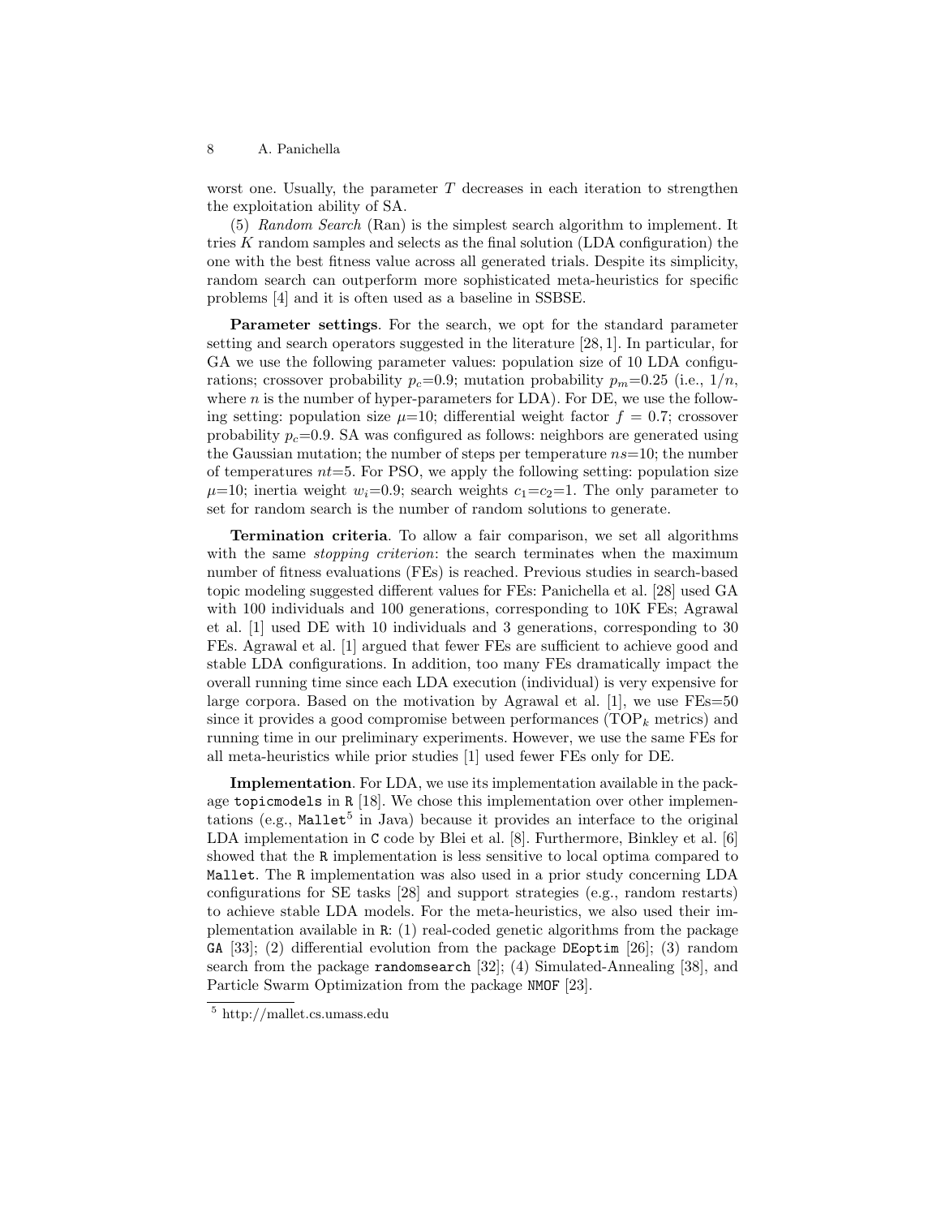worst one. Usually, the parameter $T$ decreases in each iteration to strengthen the exploitation ability of SA.

(5) *Random Search* (Ran) is the simplest search algorithm to implement. It tries $K$ random samples and selects as the final solution (LDA configuration) the one with the best fitness value across all generated trials. Despite its simplicity, random search can outperform more sophisticated meta-heuristics for specific problems [4] and it is often used as a baseline in SSBSE.

**Parameter settings**. For the search, we opt for the standard parameter setting and search operators suggested in the literature [28, 1]. In particular, for GA we use the following parameter values: population size of 10 LDA configurations; crossover probability $p_c$=0.9; mutation probability $p_m$=0.25 (i.e., $1/n$, where $n$ is the number of hyper-parameters for LDA). For DE, we use the following setting: population size $\mu$=10; differential weight factor $f$ = 0.7; crossover probability $p_c$=0.9. SA was configured as follows: neighbors are generated using the Gaussian mutation; the number of steps per temperature $ns$=10; the number of temperatures $nt$=5. For PSO, we apply the following setting: population size $\mu$=10; inertia weight $w_i$=0.9; search weights $c_1$=$c_2$=1. The only parameter to set for random search is the number of random solutions to generate.

**Termination criteria**. To allow a fair comparison, we set all algorithms with the same *stopping criterion*: the search terminates when the maximum number of fitness evaluations (FEs) is reached. Previous studies in search-based topic modeling suggested different values for FEs: Panichella et al. [28] used GA with 100 individuals and 100 generations, corresponding to 10K FEs; Agrawal et al. [1] used DE with 10 individuals and 3 generations, corresponding to 30 FEs. Agrawal et al. [1] argued that fewer FEs are sufficient to achieve good and stable LDA configurations. In addition, too many FEs dramatically impact the overall running time since each LDA execution (individual) is very expensive for large corpora. Based on the motivation by Agrawal et al. [1], we use FEs=50 since it provides a good compromise between performances (TOP$_k$ metrics) and running time in our preliminary experiments. However, we use the same FEs for all meta-heuristics while prior studies [1] used fewer FEs only for DE.

**Implementation**. For LDA, we use its implementation available in the package `topicmodels` in `R` [18]. We chose this implementation over other implementations (e.g., `Mallet`[5] in Java) because it provides an interface to the original LDA implementation in `C` code by Blei et al. [8]. Furthermore, Binkley et al. [6] showed that the `R` implementation is less sensitive to local optima compared to `Mallet`. The `R` implementation was also used in a prior study concerning LDA configurations for SE tasks [28] and support strategies (e.g., random restarts) to achieve stable LDA models. For the meta-heuristics, we also used their implementation available in `R`: (1) real-coded genetic algorithms from the package `GA` [33]; (2) differential evolution from the package `DEoptim` [26]; (3) random search from the package `randomsearch` [32]; (4) Simulated-Annealing [38], and Particle Swarm Optimization from the package `NMOF` [23].

[5] http://mallet.cs.umass.edu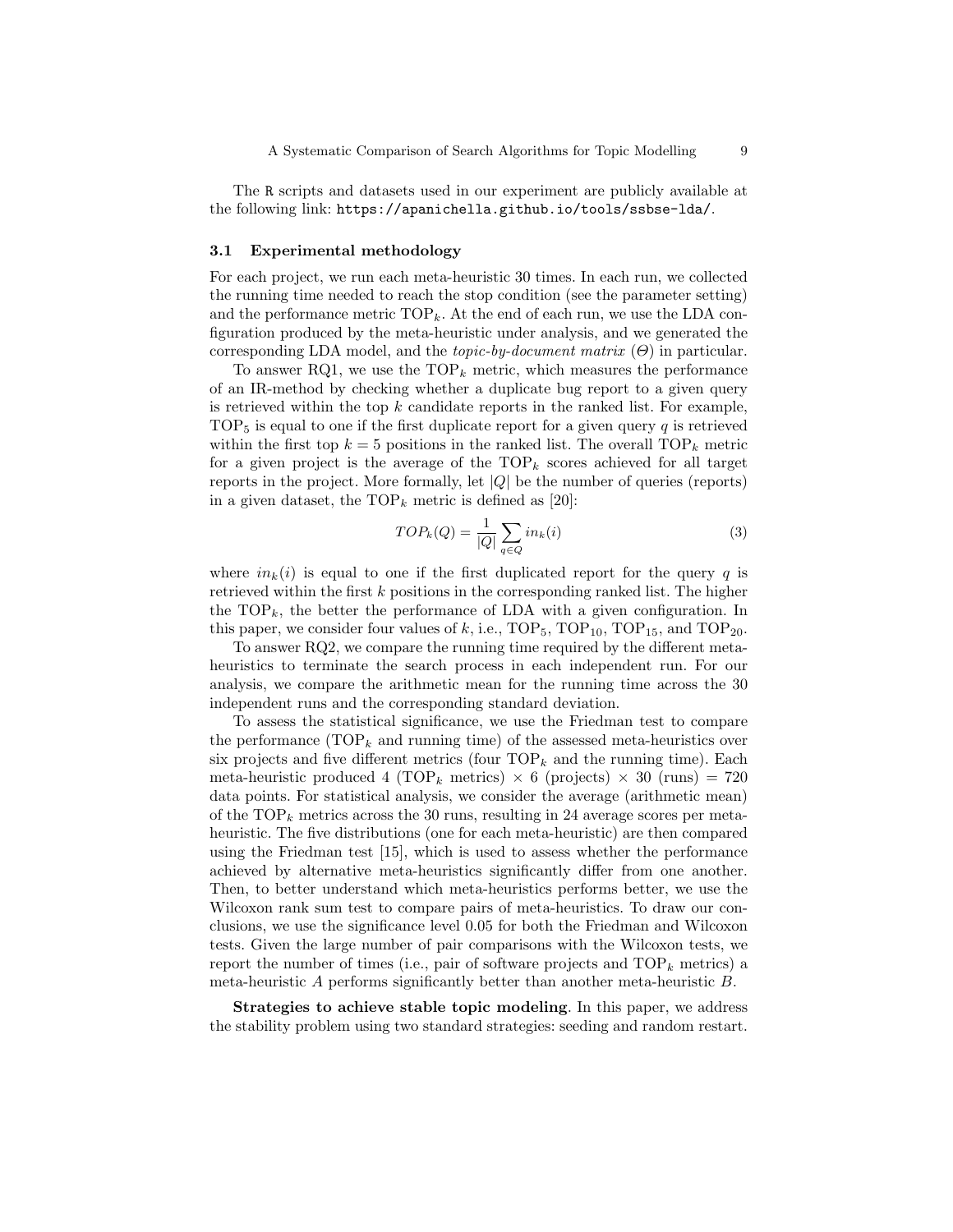The R scripts and datasets used in our experiment are publicly available at the following link: https://apanichella.github.io/tools/ssbse-lda/.

### 3.1 Experimental methodology

For each project, we run each meta-heuristic 30 times. In each run, we collected the running time needed to reach the stop condition (see the parameter setting) and the performance metric $\text{TOP}_k$. At the end of each run, we use the LDA configuration produced by the meta-heuristic under analysis, and we generated the corresponding LDA model, and the *topic-by-document matrix* ($\Theta$) in particular.

To answer RQ1, we use the $\text{TOP}_k$ metric, which measures the performance of an IR-method by checking whether a duplicate bug report to a given query is retrieved within the top $k$ candidate reports in the ranked list. For example, $\text{TOP}_5$ is equal to one if the first duplicate report for a given query $q$ is retrieved within the first top $k = 5$ positions in the ranked list. The overall $\text{TOP}_k$ metric for a given project is the average of the $\text{TOP}_k$ scores achieved for all target reports in the project. More formally, let $|Q|$ be the number of queries (reports) in a given dataset, the $\text{TOP}_k$ metric is defined as [20]:

$$TOP_k(Q) = \frac{1}{|Q|} \sum_{q \in Q} in_k(i) \tag{3}$$

where $in_k(i)$ is equal to one if the first duplicated report for the query $q$ is retrieved within the first $k$ positions in the corresponding ranked list. The higher the $\text{TOP}_k$, the better the performance of LDA with a given configuration. In this paper, we consider four values of $k$, i.e., $\text{TOP}_5$, $\text{TOP}_{10}$, $\text{TOP}_{15}$, and $\text{TOP}_{20}$.

To answer RQ2, we compare the running time required by the different meta-heuristics to terminate the search process in each independent run. For our analysis, we compare the arithmetic mean for the running time across the 30 independent runs and the corresponding standard deviation.

To assess the statistical significance, we use the Friedman test to compare the performance ($\text{TOP}_k$ and running time) of the assessed meta-heuristics over six projects and five different metrics (four $\text{TOP}_k$ and the running time). Each meta-heuristic produced 4 ($\text{TOP}_k$ metrics) $\times$ 6 (projects) $\times$ 30 (runs) = 720 data points. For statistical analysis, we consider the average (arithmetic mean) of the $\text{TOP}_k$ metrics across the 30 runs, resulting in 24 average scores per meta-heuristic. The five distributions (one for each meta-heuristic) are then compared using the Friedman test [15], which is used to assess whether the performance achieved by alternative meta-heuristics significantly differ from one another. Then, to better understand which meta-heuristics performs better, we use the Wilcoxon rank sum test to compare pairs of meta-heuristics. To draw our conclusions, we use the significance level 0.05 for both the Friedman and Wilcoxon tests. Given the large number of pair comparisons with the Wilcoxon tests, we report the number of times (i.e., pair of software projects and $\text{TOP}_k$ metrics) a meta-heuristic $A$ performs significantly better than another meta-heuristic $B$.

**Strategies to achieve stable topic modeling**. In this paper, we address the stability problem using two standard strategies: seeding and random restart.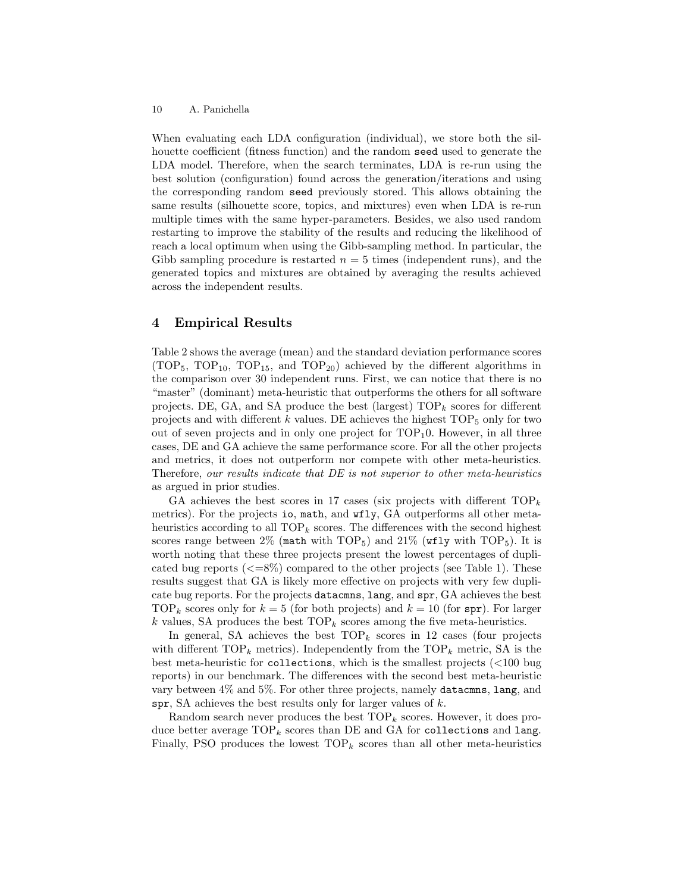When evaluating each LDA configuration (individual), we store both the silhouette coefficient (fitness function) and the random seed used to generate the LDA model. Therefore, when the search terminates, LDA is re-run using the best solution (configuration) found across the generation/iterations and using the corresponding random seed previously stored. This allows obtaining the same results (silhouette score, topics, and mixtures) even when LDA is re-run multiple times with the same hyper-parameters. Besides, we also used random restarting to improve the stability of the results and reducing the likelihood of reach a local optimum when using the Gibb-sampling method. In particular, the Gibb sampling procedure is restarted $n = 5$ times (independent runs), and the generated topics and mixtures are obtained by averaging the results achieved across the independent results.

## 4 Empirical Results

Table 2 shows the average (mean) and the standard deviation performance scores ($TOP_5$, $TOP_{10}$, $TOP_{15}$, and $TOP_{20}$) achieved by the different algorithms in the comparison over 30 independent runs. First, we can notice that there is no "master" (dominant) meta-heuristic that outperforms the others for all software projects. DE, GA, and SA produce the best (largest) $TOP_k$ scores for different projects and with different $k$ values. DE achieves the highest $TOP_5$ only for two out of seven projects and in only one project for $TOP_1 0$. However, in all three cases, DE and GA achieve the same performance score. For all the other projects and metrics, it does not outperform nor compete with other meta-heuristics. Therefore, *our results indicate that DE is not superior to other meta-heuristics* as argued in prior studies.

GA achieves the best scores in 17 cases (six projects with different $TOP_k$ metrics). For the projects io, math, and wfly, GA outperforms all other meta-heuristics according to all $TOP_k$ scores. The differences with the second highest scores range between 2% (math with $TOP_5$) and 21% (wfly with $TOP_5$). It is worth noting that these three projects present the lowest percentages of duplicated bug reports (<=8%) compared to the other projects (see Table 1). These results suggest that GA is likely more effective on projects with very few duplicate bug reports. For the projects datacmns, lang, and spr, GA achieves the best $TOP_k$ scores only for $k = 5$ (for both projects) and $k = 10$ (for spr). For larger $k$ values, SA produces the best $TOP_k$ scores among the five meta-heuristics.

In general, SA achieves the best $TOP_k$ scores in 12 cases (four projects with different $TOP_k$ metrics). Independently from the $TOP_k$ metric, SA is the best meta-heuristic for collections, which is the smallest projects (<100 bug reports) in our benchmark. The differences with the second best meta-heuristic vary between 4% and 5%. For other three projects, namely datacmns, lang, and spr, SA achieves the best results only for larger values of $k$.

Random search never produces the best $TOP_k$ scores. However, it does produce better average $TOP_k$ scores than DE and GA for collections and lang. Finally, PSO produces the lowest $TOP_k$ scores than all other meta-heuristics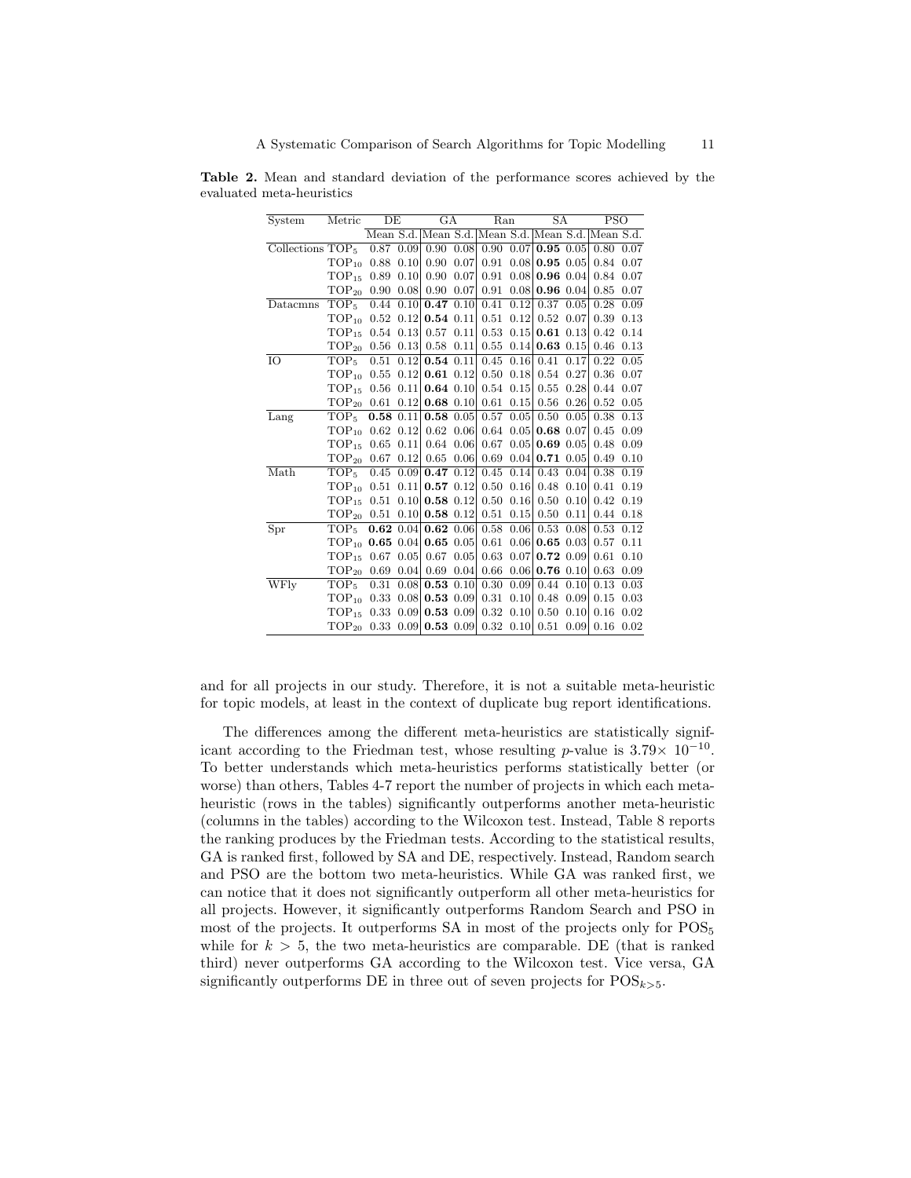**Table 2.** Mean and standard deviation of the performance scores achieved by the evaluated meta-heuristics

| System | Metric | DE | | GA | | Ran | | SA | | PSO | |
|---|---|---|---|---|---|---|---|---|---|---|---|
| | | Mean | S.d. | Mean | S.d. | Mean | S.d. | Mean | S.d. | Mean | S.d. |
| Collections | $TOP_5$ | 0.87 | 0.09 | 0.90 | 0.08 | 0.90 | 0.07 | **0.95** | 0.05 | 0.80 | 0.07 |
| | $TOP_{10}$ | 0.88 | 0.10 | 0.90 | 0.07 | 0.91 | 0.08 | **0.95** | 0.05 | 0.84 | 0.07 |
| | $TOP_{15}$ | 0.89 | 0.10 | 0.90 | 0.07 | 0.91 | 0.08 | **0.96** | 0.04 | 0.84 | 0.07 |
| | $TOP_{20}$ | 0.90 | 0.08 | 0.90 | 0.07 | 0.91 | 0.08 | **0.96** | 0.04 | 0.85 | 0.07 |
| Datacmns | $TOP_5$ | 0.44 | 0.10 | **0.47** | 0.10 | 0.41 | 0.12 | 0.37 | 0.05 | 0.28 | 0.09 |
| | $TOP_{10}$ | 0.52 | 0.12 | **0.54** | 0.11 | 0.51 | 0.12 | 0.52 | 0.07 | 0.39 | 0.13 |
| | $TOP_{15}$ | 0.54 | 0.13 | 0.57 | 0.11 | 0.53 | 0.15 | **0.61** | 0.13 | 0.42 | 0.14 |
| | $TOP_{20}$ | 0.56 | 0.13 | 0.58 | 0.11 | 0.55 | 0.14 | **0.63** | 0.15 | 0.46 | 0.13 |
| IO | $TOP_5$ | 0.51 | 0.12 | **0.54** | 0.11 | 0.45 | 0.16 | 0.41 | 0.17 | 0.22 | 0.05 |
| | $TOP_{10}$ | 0.55 | 0.12 | **0.61** | 0.12 | 0.50 | 0.18 | 0.54 | 0.27 | 0.36 | 0.07 |
| | $TOP_{15}$ | 0.56 | 0.11 | **0.64** | 0.10 | 0.54 | 0.15 | 0.55 | 0.28 | 0.44 | 0.07 |
| | $TOP_{20}$ | 0.61 | 0.12 | **0.68** | 0.10 | 0.61 | 0.15 | 0.56 | 0.26 | 0.52 | 0.05 |
| Lang | $TOP_5$ | **0.58** | 0.11 | **0.58** | 0.05 | 0.57 | 0.05 | 0.50 | 0.05 | 0.38 | 0.13 |
| | $TOP_{10}$ | 0.62 | 0.12 | 0.62 | 0.06 | 0.64 | 0.05 | **0.68** | 0.07 | 0.45 | 0.09 |
| | $TOP_{15}$ | 0.65 | 0.11 | 0.64 | 0.06 | 0.67 | 0.05 | **0.69** | 0.05 | 0.48 | 0.09 |
| | $TOP_{20}$ | 0.67 | 0.12 | 0.65 | 0.06 | 0.69 | 0.04 | **0.71** | 0.05 | 0.49 | 0.10 |
| Math | $TOP_5$ | 0.45 | 0.09 | **0.47** | 0.12 | 0.45 | 0.14 | 0.43 | 0.04 | 0.38 | 0.19 |
| | $TOP_{10}$ | 0.51 | 0.11 | **0.57** | 0.12 | 0.50 | 0.16 | 0.48 | 0.10 | 0.41 | 0.19 |
| | $TOP_{15}$ | 0.51 | 0.10 | **0.58** | 0.12 | 0.50 | 0.16 | 0.50 | 0.10 | 0.42 | 0.19 |
| | $TOP_{20}$ | 0.51 | 0.10 | **0.58** | 0.12 | 0.51 | 0.15 | 0.50 | 0.11 | 0.44 | 0.18 |
| Spr | $TOP_5$ | **0.62** | 0.04 | **0.62** | 0.06 | 0.58 | 0.06 | 0.53 | 0.08 | 0.53 | 0.12 |
| | $TOP_{10}$ | **0.65** | 0.04 | **0.65** | 0.05 | 0.61 | 0.06 | **0.65** | 0.03 | 0.57 | 0.11 |
| | $TOP_{15}$ | 0.67 | 0.05 | 0.67 | 0.05 | 0.63 | 0.07 | **0.72** | 0.09 | 0.61 | 0.10 |
| | $TOP_{20}$ | 0.69 | 0.04 | 0.69 | 0.04 | 0.66 | 0.06 | **0.76** | 0.10 | 0.63 | 0.09 |
| WFly | $TOP_5$ | 0.31 | 0.08 | **0.53** | 0.10 | 0.30 | 0.09 | 0.44 | 0.10 | 0.13 | 0.03 |
| | $TOP_{10}$ | 0.33 | 0.08 | **0.53** | 0.09 | 0.31 | 0.10 | 0.48 | 0.09 | 0.15 | 0.03 |
| | $TOP_{15}$ | 0.33 | 0.09 | **0.53** | 0.09 | 0.32 | 0.10 | 0.50 | 0.10 | 0.16 | 0.02 |
| | $TOP_{20}$ | 0.33 | 0.09 | **0.53** | 0.09 | 0.32 | 0.10 | 0.51 | 0.09 | 0.16 | 0.02 |

and for all projects in our study. Therefore, it is not a suitable meta-heuristic for topic models, at least in the context of duplicate bug report identifications.

The differences among the different meta-heuristics are statistically significant according to the Friedman test, whose resulting $p$-value is $3.79\times 10^{-10}$. To better understands which meta-heuristics performs statistically better (or worse) than others, Tables 4-7 report the number of projects in which each meta-heuristic (rows in the tables) significantly outperforms another meta-heuristic (columns in the tables) according to the Wilcoxon test. Instead, Table 8 reports the ranking produces by the Friedman tests. According to the statistical results, GA is ranked first, followed by SA and DE, respectively. Instead, Random search and PSO are the bottom two meta-heuristics. While GA was ranked first, we can notice that it does not significantly outperform all other meta-heuristics for all projects. However, it significantly outperforms Random Search and PSO in most of the projects. It outperforms SA in most of the projects only for $POS_5$ while for $k > 5$, the two meta-heuristics are comparable. DE (that is ranked third) never outperforms GA according to the Wilcoxon test. Vice versa, GA significantly outperforms DE in three out of seven projects for $POS_{k>5}$.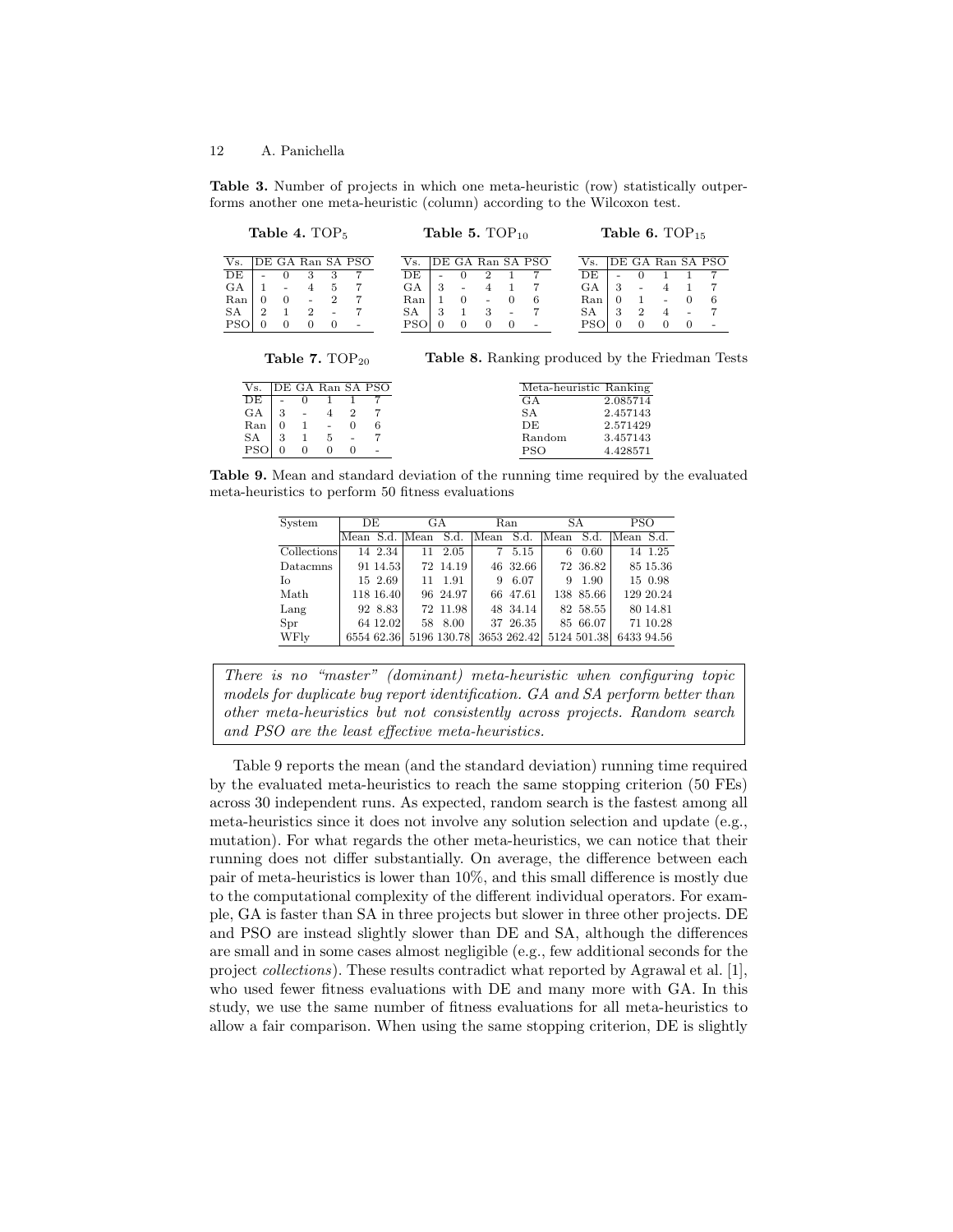**Table 3.** Number of projects in which one meta-heuristic (row) statistically outperforms another one meta-heuristic (column) according to the Wilcoxon test.

**Table 4.** $TOP_5$

| Vs. | DE | GA | Ran | SA | PSO |
|---|---|---|---|---|---|
| DE | - | 0 | 3 | 3 | 7 |
| GA | 1 | - | 4 | 5 | 7 |
| Ran | 0 | 0 | - | 2 | 7 |
| SA | 2 | 1 | 2 | - | 7 |
| PSO | 0 | 0 | 0 | 0 | - |

**Table 5.** $TOP_{10}$

| Vs. | DE | GA | Ran | SA | PSO |
|---|---|---|---|---|---|
| DE | - | 0 | 2 | 1 | 7 |
| GA | 3 | - | 4 | 1 | 7 |
| Ran | 1 | 0 | - | 0 | 6 |
| SA | 3 | 1 | 3 | - | 7 |
| PSO | 0 | 0 | 0 | 0 | - |

**Table 6.** $TOP_{15}$

| Vs. | DE | GA | Ran | SA | PSO |
|---|---|---|---|---|---|
| DE | - | 0 | 1 | 1 | 7 |
| GA | 3 | - | 4 | 1 | 7 |
| Ran | 0 | 1 | - | 0 | 6 |
| SA | 3 | 2 | 4 | - | 7 |
| PSO | 0 | 0 | 0 | 0 | - |

**Table 7.** $TOP_{20}$

| Vs. | DE | GA | Ran | SA | PSO |
|---|---|---|---|---|---|
| DE | - | 0 | 1 | 1 | 7 |
| GA | 3 | - | 4 | 2 | 7 |
| Ran | 0 | 1 | - | 0 | 6 |
| SA | 3 | 1 | 5 | - | 7 |
| PSO | 0 | 0 | 0 | 0 | - |

**Table 8.** Ranking produced by the Friedman Tests

| Meta-heuristic | Ranking |
|---|---|
| GA | 2.085714 |
| SA | 2.457143 |
| DE | 2.571429 |
| Random | 3.457143 |
| PSO | 4.428571 |

**Table 9.** Mean and standard deviation of the running time required by the evaluated meta-heuristics to perform 50 fitness evaluations

| System | DE | | GA | | Ran | | SA | | PSO | |
|---|---|---|---|---|---|---|---|---|---|---|
| | Mean | S.d. | Mean | S.d. | Mean | S.d. | Mean | S.d. | Mean | S.d. |
| Collections | 14 | 2.34 | 11 | 2.05 | 7 | 5.15 | 6 | 0.60 | 14 | 1.25 |
| Datacmns | 91 | 14.53 | 72 | 14.19 | 46 | 32.66 | 72 | 36.82 | 85 | 15.36 |
| Io | 15 | 2.69 | 11 | 1.91 | 9 | 6.07 | 9 | 1.90 | 15 | 0.98 |
| Math | 118 | 16.40 | 96 | 24.97 | 66 | 47.61 | 138 | 85.66 | 129 | 20.24 |
| Lang | 92 | 8.83 | 72 | 11.98 | 48 | 34.14 | 82 | 58.55 | 80 | 14.81 |
| Spr | 64 | 12.02 | 58 | 8.00 | 37 | 26.35 | 85 | 66.07 | 71 | 10.28 |
| WFly | 6554 | 62.36 | 5196 | 130.78 | 3653 | 262.42 | 5124 | 501.38 | 6433 | 94.56 |

> *There is no "master" (dominant) meta-heuristic when configuring topic models for duplicate bug report identification. GA and SA perform better than other meta-heuristics but not consistently across projects. Random search and PSO are the least effective meta-heuristics.*

Table 9 reports the mean (and the standard deviation) running time required by the evaluated meta-heuristics to reach the same stopping criterion (50 FEs) across 30 independent runs. As expected, random search is the fastest among all meta-heuristics since it does not involve any solution selection and update (e.g., mutation). For what regards the other meta-heuristics, we can notice that their running does not differ substantially. On average, the difference between each pair of meta-heuristics is lower than 10%, and this small difference is mostly due to the computational complexity of the different individual operators. For example, GA is faster than SA in three projects but slower in three other projects. DE and PSO are instead slightly slower than DE and SA, although the differences are small and in some cases almost negligible (e.g., few additional seconds for the project *collections*). These results contradict what reported by Agrawal et al. [1], who used fewer fitness evaluations with DE and many more with GA. In this study, we use the same number of fitness evaluations for all meta-heuristics to allow a fair comparison. When using the same stopping criterion, DE is slightly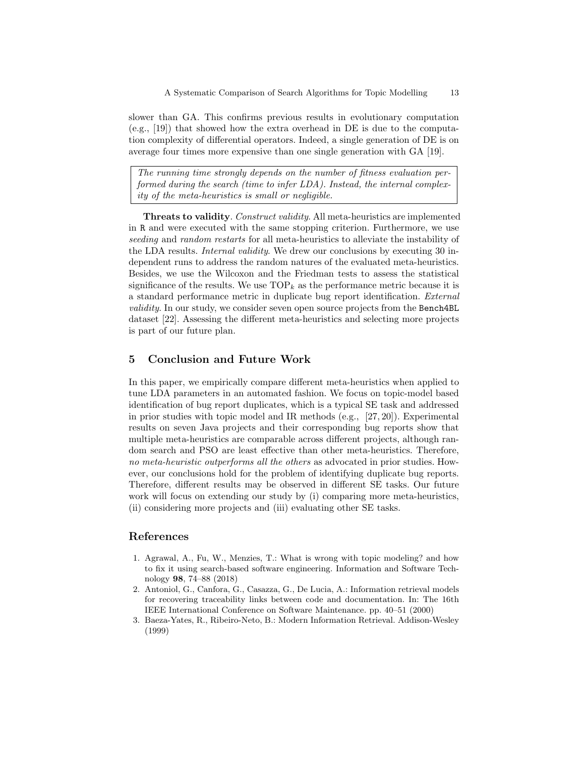slower than GA. This confirms previous results in evolutionary computation (e.g., [19]) that showed how the extra overhead in DE is due to the computation complexity of differential operators. Indeed, a single generation of DE is on average four times more expensive than one single generation with GA [19].

> *The running time strongly depends on the number of fitness evaluation performed during the search (time to infer LDA). Instead, the internal complexity of the meta-heuristics is small or negligible.*

**Threats to validity**. *Construct validity*. All meta-heuristics are implemented in `R` and were executed with the same stopping criterion. Furthermore, we use *seeding* and *random restarts* for all meta-heuristics to alleviate the instability of the LDA results. *Internal validity*. We drew our conclusions by executing 30 independent runs to address the random natures of the evaluated meta-heuristics. Besides, we use the Wilcoxon and the Friedman tests to assess the statistical significance of the results. We use $\text{TOP}_k$ as the performance metric because it is a standard performance metric in duplicate bug report identification. *External validity*. In our study, we consider seven open source projects from the `Bench4BL` dataset [22]. Assessing the different meta-heuristics and selecting more projects is part of our future plan.

## 5 Conclusion and Future Work

In this paper, we empirically compare different meta-heuristics when applied to tune LDA parameters in an automated fashion. We focus on topic-model based identification of bug report duplicates, which is a typical SE task and addressed in prior studies with topic model and IR methods (e.g., [27, 20]). Experimental results on seven Java projects and their corresponding bug reports show that multiple meta-heuristics are comparable across different projects, although random search and PSO are least effective than other meta-heuristics. Therefore, *no meta-heuristic outperforms all the others* as advocated in prior studies. However, our conclusions hold for the problem of identifying duplicate bug reports. Therefore, different results may be observed in different SE tasks. Our future work will focus on extending our study by (i) comparing more meta-heuristics, (ii) considering more projects and (iii) evaluating other SE tasks.

## References

1. Agrawal, A., Fu, W., Menzies, T.: What is wrong with topic modeling? and how to fix it using search-based software engineering. Information and Software Technology **98**, 74–88 (2018)
2. Antoniol, G., Canfora, G., Casazza, G., De Lucia, A.: Information retrieval models for recovering traceability links between code and documentation. In: The 16th IEEE International Conference on Software Maintenance. pp. 40–51 (2000)
3. Baeza-Yates, R., Ribeiro-Neto, B.: Modern Information Retrieval. Addison-Wesley (1999)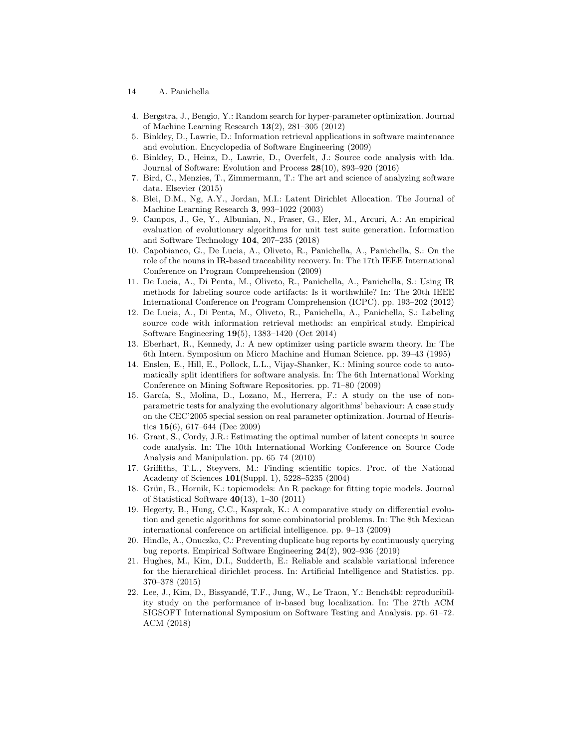4. Bergstra, J., Bengio, Y.: Random search for hyper-parameter optimization. Journal of Machine Learning Research **13**(2), 281–305 (2012)
5. Binkley, D., Lawrie, D.: Information retrieval applications in software maintenance and evolution. Encyclopedia of Software Engineering (2009)
6. Binkley, D., Heinz, D., Lawrie, D., Overfelt, J.: Source code analysis with lda. Journal of Software: Evolution and Process **28**(10), 893–920 (2016)
7. Bird, C., Menzies, T., Zimmermann, T.: The art and science of analyzing software data. Elsevier (2015)
8. Blei, D.M., Ng, A.Y., Jordan, M.I.: Latent Dirichlet Allocation. The Journal of Machine Learning Research **3**, 993–1022 (2003)
9. Campos, J., Ge, Y., Albunian, N., Fraser, G., Eler, M., Arcuri, A.: An empirical evaluation of evolutionary algorithms for unit test suite generation. Information and Software Technology **104**, 207–235 (2018)
10. Capobianco, G., De Lucia, A., Oliveto, R., Panichella, A., Panichella, S.: On the role of the nouns in IR-based traceability recovery. In: The 17th IEEE International Conference on Program Comprehension (2009)
11. De Lucia, A., Di Penta, M., Oliveto, R., Panichella, A., Panichella, S.: Using IR methods for labeling source code artifacts: Is it worthwhile? In: The 20th IEEE International Conference on Program Comprehension (ICPC). pp. 193–202 (2012)
12. De Lucia, A., Di Penta, M., Oliveto, R., Panichella, A., Panichella, S.: Labeling source code with information retrieval methods: an empirical study. Empirical Software Engineering **19**(5), 1383–1420 (Oct 2014)
13. Eberhart, R., Kennedy, J.: A new optimizer using particle swarm theory. In: The 6th Intern. Symposium on Micro Machine and Human Science. pp. 39–43 (1995)
14. Enslen, E., Hill, E., Pollock, L.L., Vijay-Shanker, K.: Mining source code to automatically split identifiers for software analysis. In: The 6th International Working Conference on Mining Software Repositories. pp. 71–80 (2009)
15. García, S., Molina, D., Lozano, M., Herrera, F.: A study on the use of non-parametric tests for analyzing the evolutionary algorithms' behaviour: A case study on the CEC'2005 special session on real parameter optimization. Journal of Heuristics **15**(6), 617–644 (Dec 2009)
16. Grant, S., Cordy, J.R.: Estimating the optimal number of latent concepts in source code analysis. In: The 10th International Working Conference on Source Code Analysis and Manipulation. pp. 65–74 (2010)
17. Griffiths, T.L., Steyvers, M.: Finding scientific topics. Proc. of the National Academy of Sciences **101**(Suppl. 1), 5228–5235 (2004)
18. Grün, B., Hornik, K.: topicmodels: An R package for fitting topic models. Journal of Statistical Software **40**(13), 1–30 (2011)
19. Hegerty, B., Hung, C.C., Kasprak, K.: A comparative study on differential evolution and genetic algorithms for some combinatorial problems. In: The 8th Mexican international conference on artificial intelligence. pp. 9–13 (2009)
20. Hindle, A., Onuczko, C.: Preventing duplicate bug reports by continuously querying bug reports. Empirical Software Engineering **24**(2), 902–936 (2019)
21. Hughes, M., Kim, D.I., Sudderth, E.: Reliable and scalable variational inference for the hierarchical dirichlet process. In: Artificial Intelligence and Statistics. pp. 370–378 (2015)
22. Lee, J., Kim, D., Bissyandé, T.F., Jung, W., Le Traon, Y.: Bench4bl: reproducibility study on the performance of ir-based bug localization. In: The 27th ACM SIGSOFT International Symposium on Software Testing and Analysis. pp. 61–72. ACM (2018)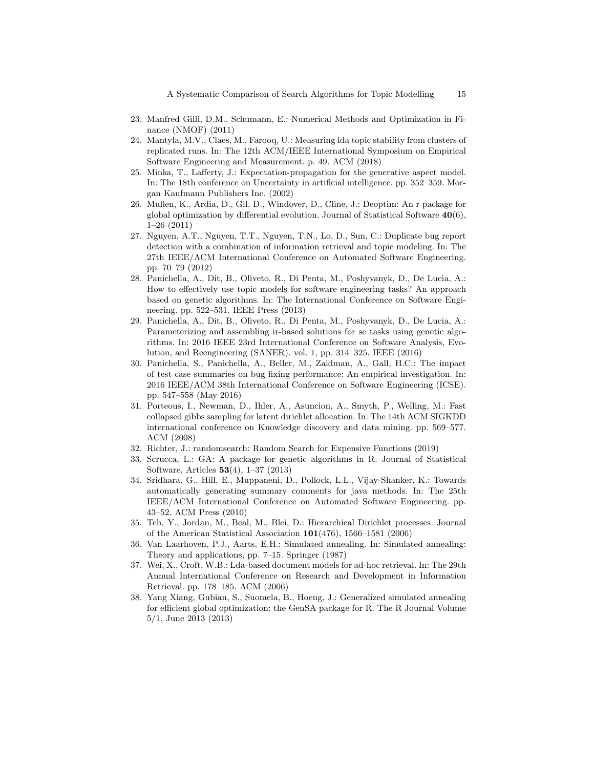23. Manfred Gilli, D.M., Schumann, E.: Numerical Methods and Optimization in Finance (NMOF) (2011)
24. Mantyla, M.V., Claes, M., Farooq, U.: Measuring lda topic stability from clusters of replicated runs. In: The 12th ACM/IEEE International Symposium on Empirical Software Engineering and Measurement. p. 49. ACM (2018)
25. Minka, T., Lafferty, J.: Expectation-propagation for the generative aspect model. In: The 18th conference on Uncertainty in artificial intelligence. pp. 352–359. Morgan Kaufmann Publishers Inc. (2002)
26. Mullen, K., Ardia, D., Gil, D., Windover, D., Cline, J.: Deoptim: An r package for global optimization by differential evolution. Journal of Statistical Software **40**(6), 1–26 (2011)
27. Nguyen, A.T., Nguyen, T.T., Nguyen, T.N., Lo, D., Sun, C.: Duplicate bug report detection with a combination of information retrieval and topic modeling. In: The 27th IEEE/ACM International Conference on Automated Software Engineering. pp. 70–79 (2012)
28. Panichella, A., Dit, B., Oliveto, R., Di Penta, M., Poshyvanyk, D., De Lucia, A.: How to effectively use topic models for software engineering tasks? An approach based on genetic algorithms. In: The International Conference on Software Engineering. pp. 522–531. IEEE Press (2013)
29. Panichella, A., Dit, B., Oliveto, R., Di Penta, M., Poshyvanyk, D., De Lucia, A.: Parameterizing and assembling ir-based solutions for se tasks using genetic algorithms. In: 2016 IEEE 23rd International Conference on Software Analysis, Evolution, and Reengineering (SANER). vol. 1, pp. 314–325. IEEE (2016)
30. Panichella, S., Panichella, A., Beller, M., Zaidman, A., Gall, H.C.: The impact of test case summaries on bug fixing performance: An empirical investigation. In: 2016 IEEE/ACM 38th International Conference on Software Engineering (ICSE). pp. 547–558 (May 2016)
31. Porteous, I., Newman, D., Ihler, A., Asuncion, A., Smyth, P., Welling, M.: Fast collapsed gibbs sampling for latent dirichlet allocation. In: The 14th ACM SIGKDD international conference on Knowledge discovery and data mining. pp. 569–577. ACM (2008)
32. Richter, J.: randomsearch: Random Search for Expensive Functions (2019)
33. Scrucca, L.: GA: A package for genetic algorithms in R. Journal of Statistical Software, Articles **53**(4), 1–37 (2013)
34. Sridhara, G., Hill, E., Muppaneni, D., Pollock, L.L., Vijay-Shanker, K.: Towards automatically generating summary comments for java methods. In: The 25th IEEE/ACM International Conference on Automated Software Engineering. pp. 43–52. ACM Press (2010)
35. Teh, Y., Jordan, M., Beal, M., Blei, D.: Hierarchical Dirichlet processes. Journal of the American Statistical Association **101**(476), 1566–1581 (2006)
36. Van Laarhoven, P.J., Aarts, E.H.: Simulated annealing. In: Simulated annealing: Theory and applications, pp. 7–15. Springer (1987)
37. Wei, X., Croft, W.B.: Lda-based document models for ad-hoc retrieval. In: The 29th Annual International Conference on Research and Development in Information Retrieval. pp. 178–185. ACM (2006)
38. Yang Xiang, Gubian, S., Suomela, B., Hoeng, J.: Generalized simulated annealing for efficient global optimization: the GenSA package for R. The R Journal Volume 5/1, June 2013 (2013)